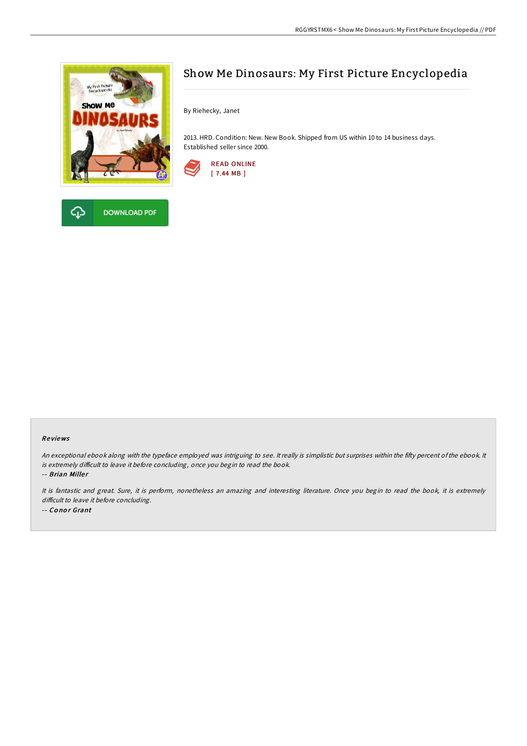# Show Me Dinosaurs: My First Picture Encyclopedia

By Riehecky, Janet

2013. HRD. Condition: New. New Book. Shipped from US within 10 to 14 business days. Established seller since 2000.

READ ONLINE
[ 7.44 MB ]

DOWNLOAD PDF

## Reviews

*An exceptional ebook along with the typeface employed was intriguing to see. It really is simplistic but surprises within the fifty percent of the ebook. It is extremely difficult to leave it before concluding, once you begin to read the book.*

-- ***Brian Miller***

*It is fantastic and great. Sure, it is perform, nonetheless an amazing and interesting literature. Once you begin to read the book, it is extremely difficult to leave it before concluding.*

-- ***Conor Grant***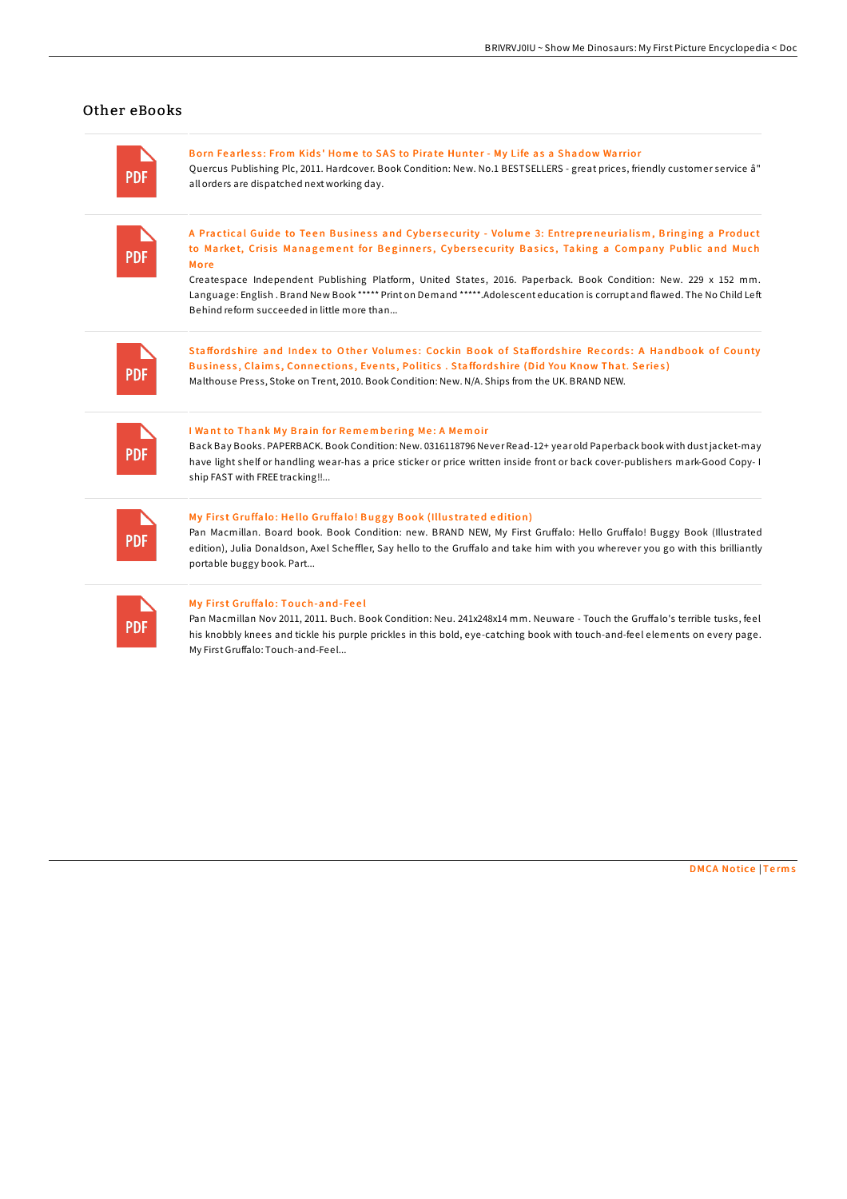## Other eBooks

**Born Fearless: From Kids' Home to SAS to Pirate Hunter - My Life as a Shadow Warrior**
Quercus Publishing Plc, 2011. Hardcover. Book Condition: New. No.1 BESTSELLERS - great prices, friendly customer service â" all orders are dispatched next working day.

**A Practical Guide to Teen Business and Cybersecurity - Volume 3: Entrepreneurialism, Bringing a Product to Market, Crisis Management for Beginners, Cybersecurity Basics, Taking a Company Public and Much More**
Createspace Independent Publishing Platform, United States, 2016. Paperback. Book Condition: New. 229 x 152 mm. Language: English . Brand New Book ***** Print on Demand *****.Adolescent education is corrupt and flawed. The No Child Left Behind reform succeeded in little more than...

**Staffordshire and Index to Other Volumes: Cockin Book of Staffordshire Records: A Handbook of County Business, Claims, Connections, Events, Politics . Staffordshire (Did You Know That. Series)**
Malthouse Press, Stoke on Trent, 2010. Book Condition: New. N/A. Ships from the UK. BRAND NEW.

**I Want to Thank My Brain for Remembering Me: A Memoir**
Back Bay Books. PAPERBACK. Book Condition: New. 0316118796 Never Read-12+ year old Paperback book with dust jacket-may have light shelf or handling wear-has a price sticker or price written inside front or back cover-publishers mark-Good Copy- I ship FAST with FREE tracking!!...

**My First Gruffalo: Hello Gruffalo! Buggy Book (Illustrated edition)**
Pan Macmillan. Board book. Book Condition: new. BRAND NEW, My First Gruffalo: Hello Gruffalo! Buggy Book (Illustrated edition), Julia Donaldson, Axel Scheffler, Say hello to the Gruffalo and take him with you wherever you go with this brilliantly portable buggy book. Part...

**My First Gruffalo: Touch-and-Feel**
Pan Macmillan Nov 2011, 2011. Buch. Book Condition: Neu. 241x248x14 mm. Neuware - Touch the Gruffalo's terrible tusks, feel his knobbly knees and tickle his purple prickles in this bold, eye-catching book with touch-and-feel elements on every page. My First Gruffalo: Touch-and-Feel...

DMCA Notice | Terms